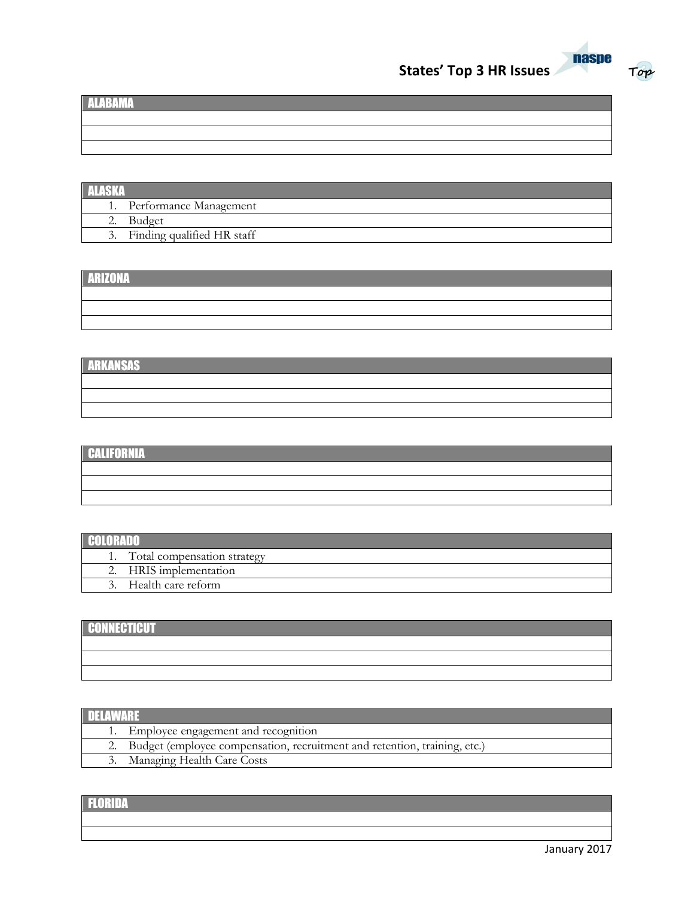# States' Top 3 HR Issues

| ALABAMA |
|---|
| |
| |
| |

| ALASKA |
|---|
| 1. Performance Management |
| 2. Budget |
| 3. Finding qualified HR staff |

| ARIZONA |
|---|
| |
| |
| |

| ARKANSAS |
|---|
| |
| |
| |

| CALIFORNIA |
|---|
| |
| |
| |

| COLORADO |
|---|
| 1. Total compensation strategy |
| 2. HRIS implementation |
| 3. Health care reform |

| CONNECTICUT |
|---|
| |
| |
| |

| DELAWARE |
|---|
| 1. Employee engagement and recognition |
| 2. Budget (employee compensation, recruitment and retention, training, etc.) |
| 3. Managing Health Care Costs |

| FLORIDA |
|---|
| |
| |

January 2017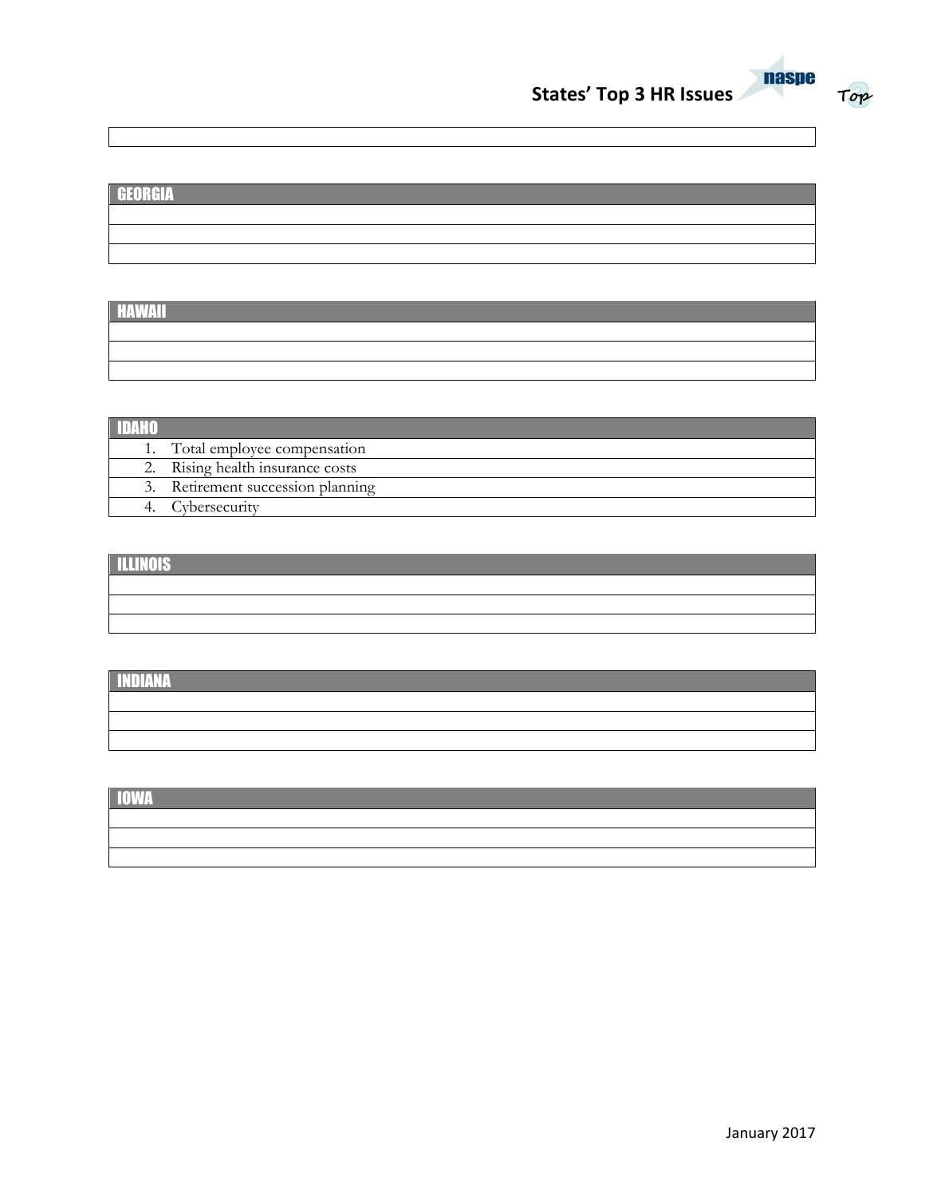## GEORGIA

## HAWAII

## IDAHO

1. Total employee compensation
2. Rising health insurance costs
3. Retirement succession planning
4. Cybersecurity

## ILLINOIS

## INDIANA

## IOWA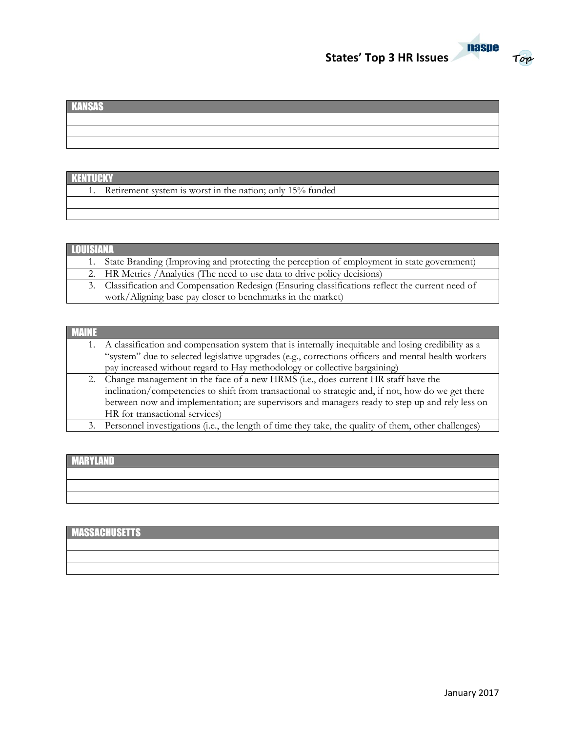## KANSAS

## KENTUCKY

1. Retirement system is worst in the nation; only 15% funded

## LOUISIANA

1. State Branding (Improving and protecting the perception of employment in state government)
2. HR Metrics /Analytics (The need to use data to drive policy decisions)
3. Classification and Compensation Redesign (Ensuring classifications reflect the current need of work/Aligning base pay closer to benchmarks in the market)

## MAINE

1. A classification and compensation system that is internally inequitable and losing credibility as a "system" due to selected legislative upgrades (e.g., corrections officers and mental health workers pay increased without regard to Hay methodology or collective bargaining)
2. Change management in the face of a new HRMS (i.e., does current HR staff have the inclination/competencies to shift from transactional to strategic and, if not, how do we get there between now and implementation; are supervisors and managers ready to step up and rely less on HR for transactional services)
3. Personnel investigations (i.e., the length of time they take, the quality of them, other challenges)

## MARYLAND

## MASSACHUSETTS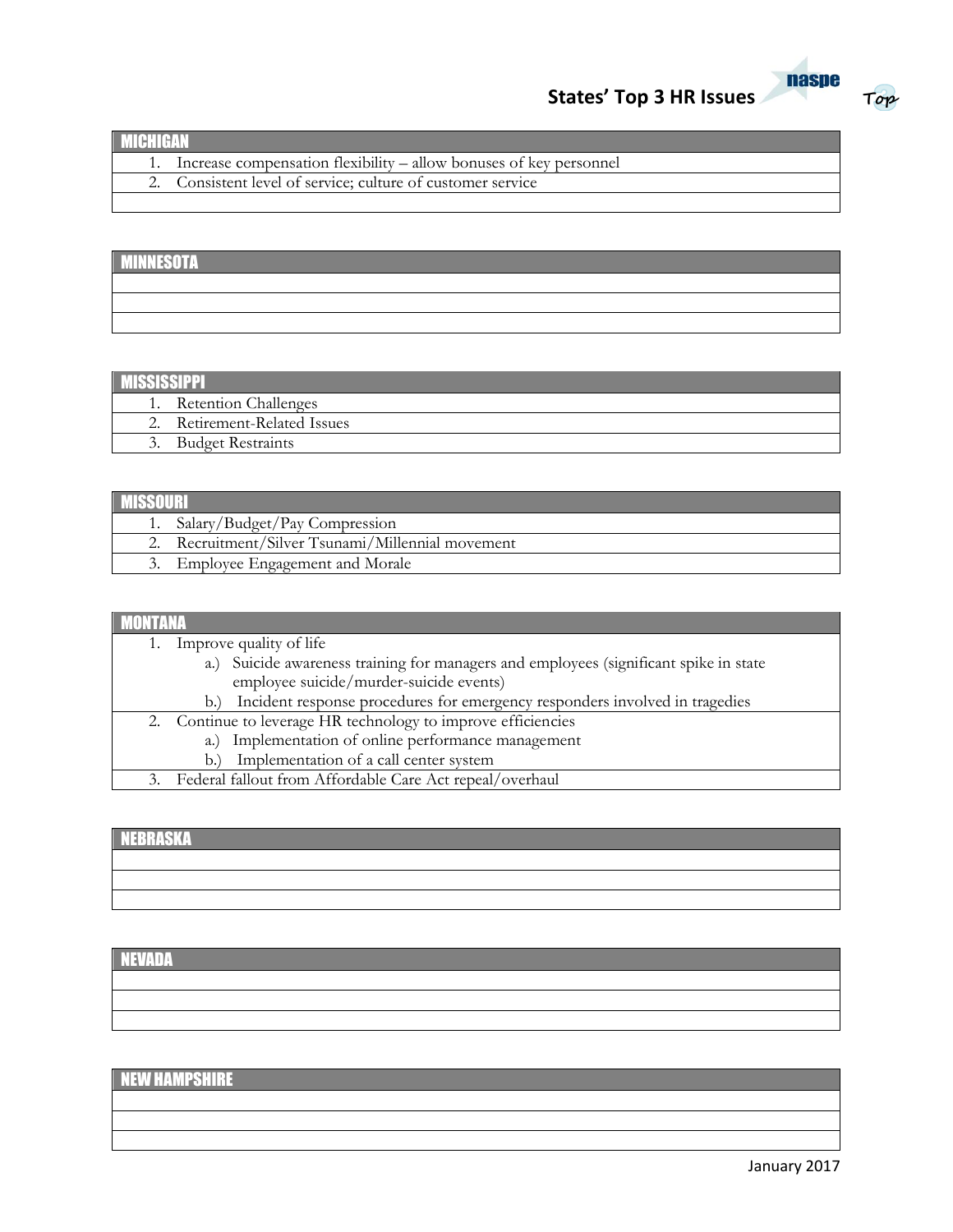## MICHIGAN

1. Increase compensation flexibility – allow bonuses of key personnel
2. Consistent level of service; culture of customer service

## MINNESOTA

## MISSISSIPPI

1. Retention Challenges
2. Retirement-Related Issues
3. Budget Restraints

## MISSOURI

1. Salary/Budget/Pay Compression
2. Recruitment/Silver Tsunami/Millennial movement
3. Employee Engagement and Morale

## MONTANA

1. Improve quality of life
   - a.) Suicide awareness training for managers and employees (significant spike in state employee suicide/murder-suicide events)
   - b.) Incident response procedures for emergency responders involved in tragedies
2. Continue to leverage HR technology to improve efficiencies
   - a.) Implementation of online performance management
   - b.) Implementation of a call center system
3. Federal fallout from Affordable Care Act repeal/overhaul

## NEBRASKA

## NEVADA

## NEW HAMPSHIRE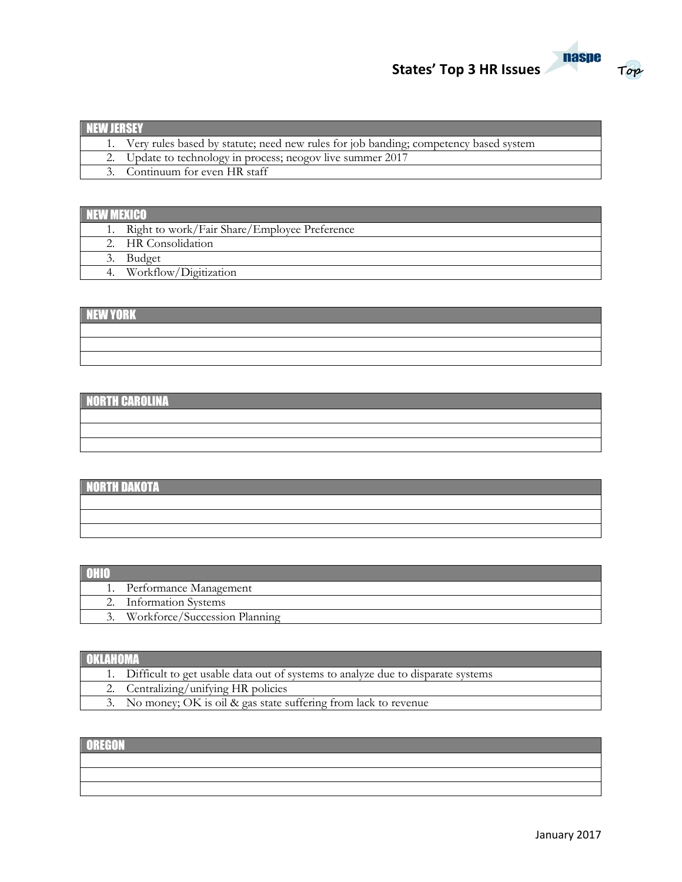| NEW JERSEY |
| --- |
| 1. Very rules based by statute; need new rules for job banding; competency based system |
| 2. Update to technology in process; neogov live summer 2017 |
| 3. Continuum for even HR staff |

| NEW MEXICO |
| --- |
| 1. Right to work/Fair Share/Employee Preference |
| 2. HR Consolidation |
| 3. Budget |
| 4. Workflow/Digitization |

| NEW YORK |
| --- |
| |
| |
| |

| NORTH CAROLINA |
| --- |
| |
| |
| |

| NORTH DAKOTA |
| --- |
| |
| |
| |

| OHIO |
| --- |
| 1. Performance Management |
| 2. Information Systems |
| 3. Workforce/Succession Planning |

| OKLAHOMA |
| --- |
| 1. Difficult to get usable data out of systems to analyze due to disparate systems |
| 2. Centralizing/unifying HR policies |
| 3. No money; OK is oil & gas state suffering from lack to revenue |

| OREGON |
| --- |
| |
| |
| |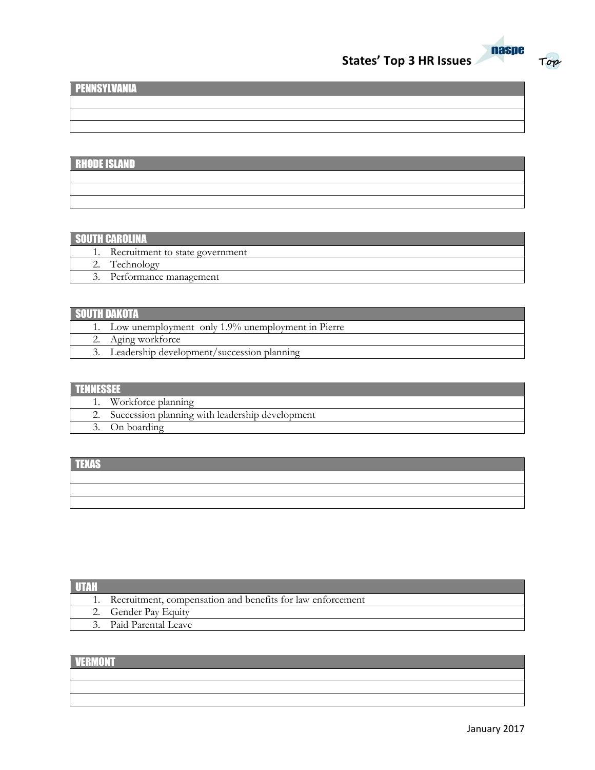## PENNSYLVANIA

## RHODE ISLAND

## SOUTH CAROLINA

1. Recruitment to state government
2. Technology
3. Performance management

## SOUTH DAKOTA

1. Low unemployment  only 1.9% unemployment in Pierre
2. Aging workforce
3. Leadership development/succession planning

## TENNESSEE

1. Workforce planning
2. Succession planning with leadership development
3. On boarding

## TEXAS

## UTAH

1. Recruitment, compensation and benefits for law enforcement
2. Gender Pay Equity
3. Paid Parental Leave

## VERMONT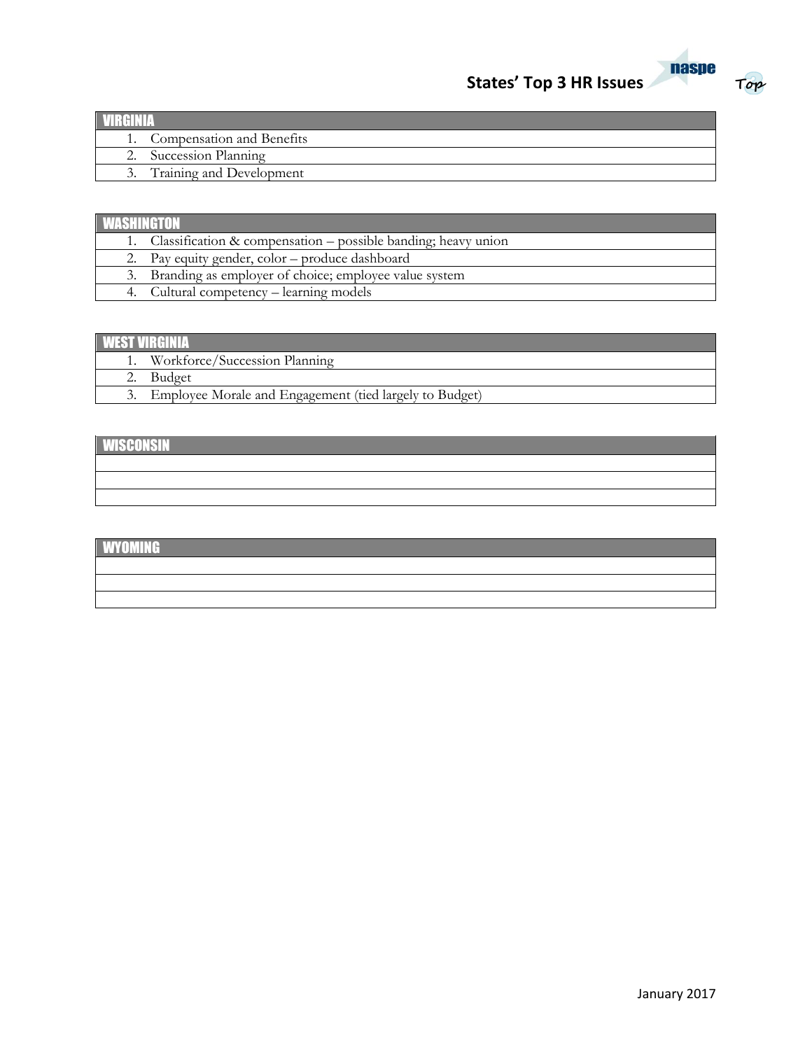| VIRGINIA |
| --- |
| 1. Compensation and Benefits |
| 2. Succession Planning |
| 3. Training and Development |

| WASHINGTON |
| --- |
| 1. Classification & compensation – possible banding; heavy union |
| 2. Pay equity gender, color – produce dashboard |
| 3. Branding as employer of choice; employee value system |
| 4. Cultural competency – learning models |

| WEST VIRGINIA |
| --- |
| 1. Workforce/Succession Planning |
| 2. Budget |
| 3. Employee Morale and Engagement (tied largely to Budget) |

| WISCONSIN |
| --- |
| |
| |
| |

| WYOMING |
| --- |
| |
| |
| |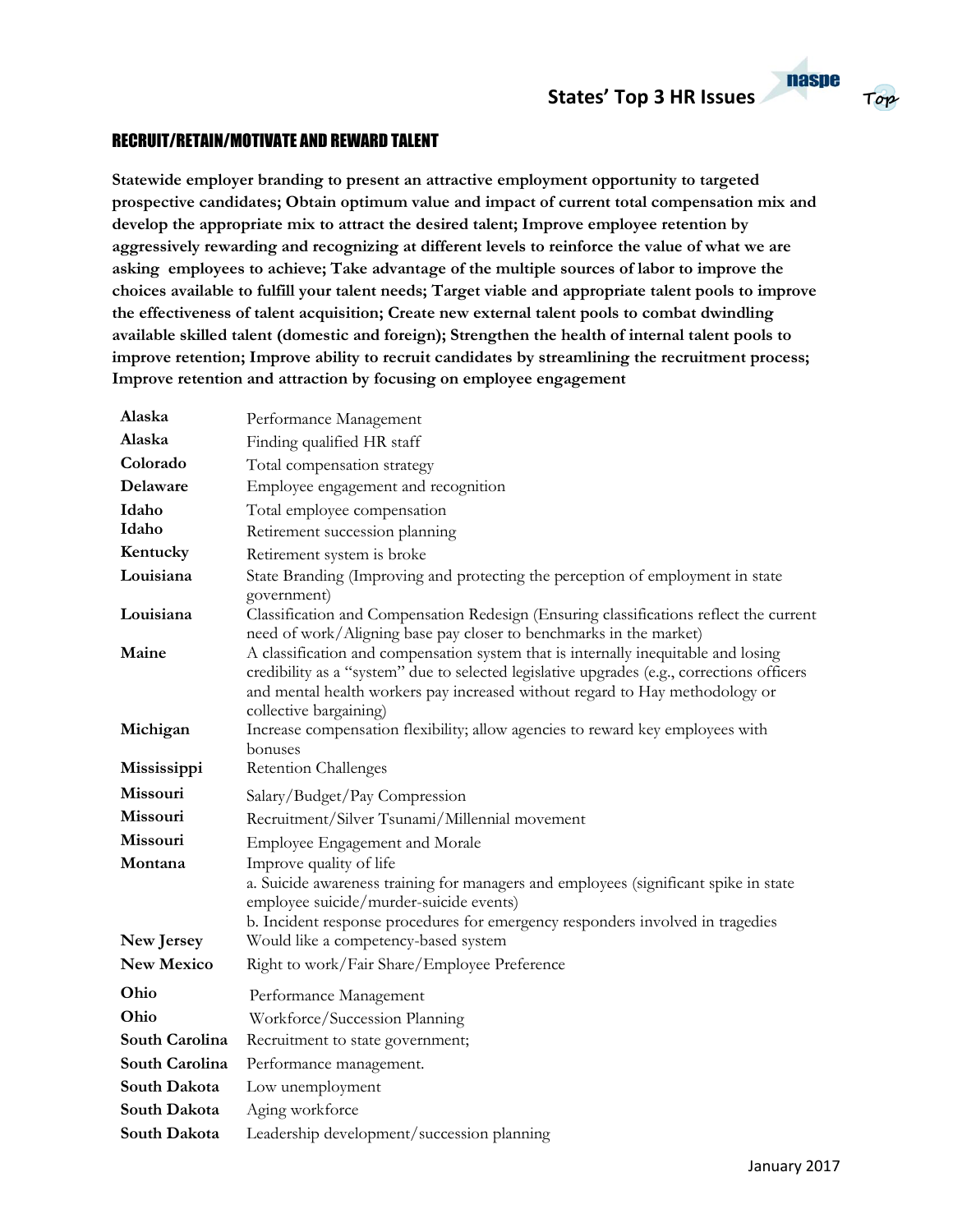## RECRUIT/RETAIN/MOTIVATE AND REWARD TALENT

**Statewide employer branding to present an attractive employment opportunity to targeted prospective candidates; Obtain optimum value and impact of current total compensation mix and develop the appropriate mix to attract the desired talent; Improve employee retention by aggressively rewarding and recognizing at different levels to reinforce the value of what we are asking employees to achieve; Take advantage of the multiple sources of labor to improve the choices available to fulfill your talent needs; Target viable and appropriate talent pools to improve the effectiveness of talent acquisition; Create new external talent pools to combat dwindling available skilled talent (domestic and foreign); Strengthen the health of internal talent pools to improve retention; Improve ability to recruit candidates by streamlining the recruitment process; Improve retention and attraction by focusing on employee engagement**

| State | Issue |
|---|---|
| **Alaska** | Performance Management |
| **Alaska** | Finding qualified HR staff |
| **Colorado** | Total compensation strategy |
| **Delaware** | Employee engagement and recognition |
| **Idaho** | Total employee compensation |
| **Idaho** | Retirement succession planning |
| **Kentucky** | Retirement system is broke |
| **Louisiana** | State Branding (Improving and protecting the perception of employment in state government) |
| **Louisiana** | Classification and Compensation Redesign (Ensuring classifications reflect the current need of work/Aligning base pay closer to benchmarks in the market) |
| **Maine** | A classification and compensation system that is internally inequitable and losing credibility as a "system" due to selected legislative upgrades (e.g., corrections officers and mental health workers pay increased without regard to Hay methodology or collective bargaining) |
| **Michigan** | Increase compensation flexibility; allow agencies to reward key employees with bonuses |
| **Mississippi** | Retention Challenges |
| **Missouri** | Salary/Budget/Pay Compression |
| **Missouri** | Recruitment/Silver Tsunami/Millennial movement |
| **Missouri** | Employee Engagement and Morale |
| **Montana** | Improve quality of life<br>a. Suicide awareness training for managers and employees (significant spike in state employee suicide/murder-suicide events)<br>b. Incident response procedures for emergency responders involved in tragedies |
| **New Jersey** | Would like a competency-based system |
| **New Mexico** | Right to work/Fair Share/Employee Preference |
| **Ohio** | Performance Management |
| **Ohio** | Workforce/Succession Planning |
| **South Carolina** | Recruitment to state government; |
| **South Carolina** | Performance management. |
| **South Dakota** | Low unemployment |
| **South Dakota** | Aging workforce |
| **South Dakota** | Leadership development/succession planning |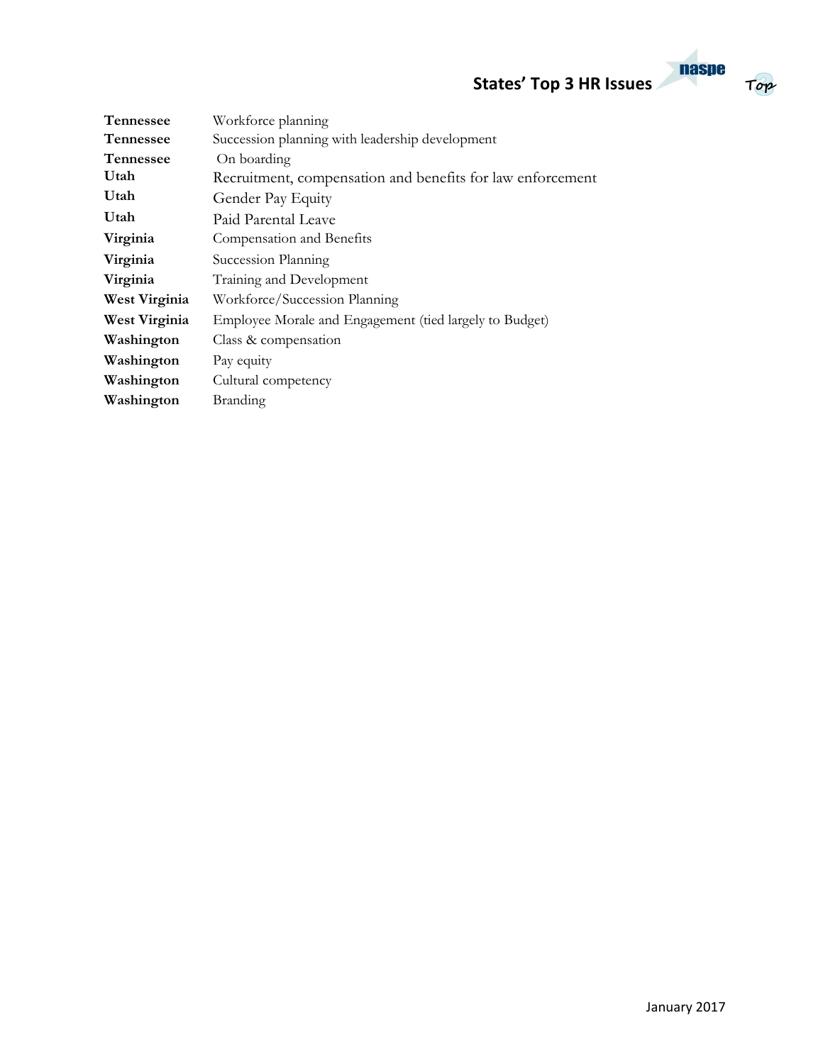| | |
|---|---|
| **Tennessee** | Workforce planning |
| **Tennessee** | Succession planning with leadership development |
| **Tennessee** | On boarding |
| **Utah** | Recruitment, compensation and benefits for law enforcement |
| **Utah** | Gender Pay Equity |
| **Utah** | Paid Parental Leave |
| **Virginia** | Compensation and Benefits |
| **Virginia** | Succession Planning |
| **Virginia** | Training and Development |
| **West Virginia** | Workforce/Succession Planning |
| **West Virginia** | Employee Morale and Engagement (tied largely to Budget) |
| **Washington** | Class & compensation |
| **Washington** | Pay equity |
| **Washington** | Cultural competency |
| **Washington** | Branding |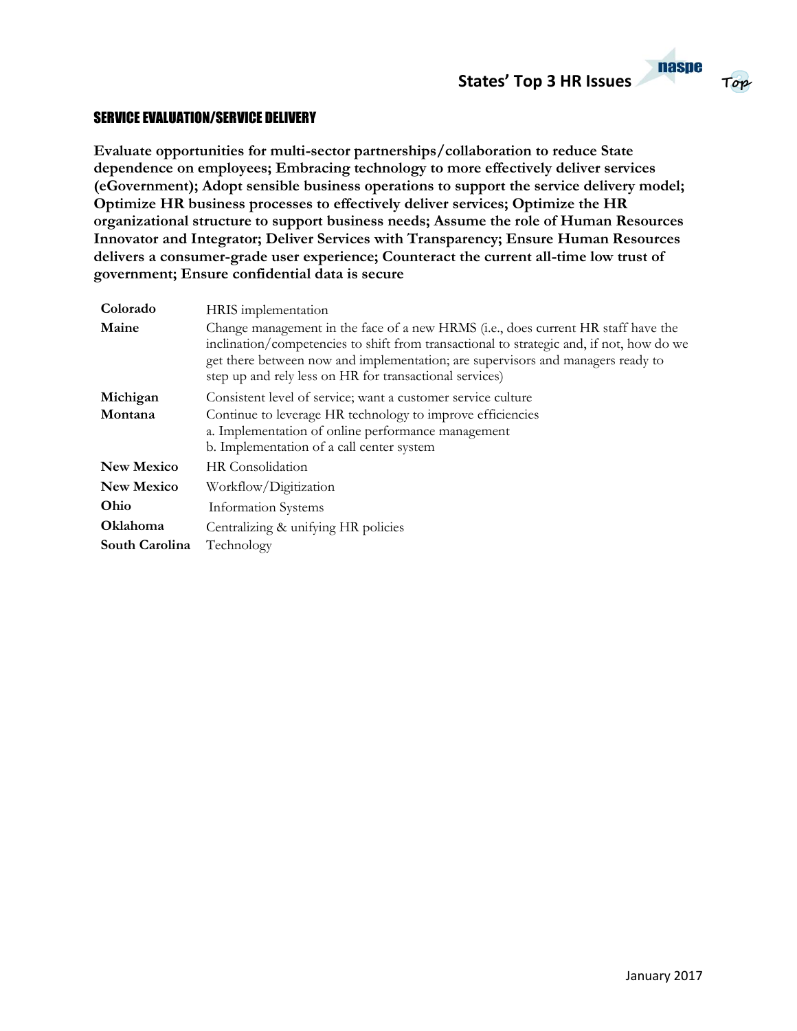## SERVICE EVALUATION/SERVICE DELIVERY

**Evaluate opportunities for multi-sector partnerships/collaboration to reduce State dependence on employees; Embracing technology to more effectively deliver services (eGovernment); Adopt sensible business operations to support the service delivery model; Optimize HR business processes to effectively deliver services; Optimize the HR organizational structure to support business needs; Assume the role of Human Resources Innovator and Integrator; Deliver Services with Transparency; Ensure Human Resources delivers a consumer-grade user experience; Counteract the current all-time low trust of government; Ensure confidential data is secure**

| | |
|---|---|
| **Colorado** | HRIS implementation |
| **Maine** | Change management in the face of a new HRMS (i.e., does current HR staff have the inclination/competencies to shift from transactional to strategic and, if not, how do we get there between now and implementation; are supervisors and managers ready to step up and rely less on HR for transactional services) |
| **Michigan** | Consistent level of service; want a customer service culture |
| **Montana** | Continue to leverage HR technology to improve efficiencies<br>a. Implementation of online performance management<br>b. Implementation of a call center system |
| **New Mexico** | HR Consolidation |
| **New Mexico** | Workflow/Digitization |
| **Ohio** | Information Systems |
| **Oklahoma** | Centralizing & unifying HR policies |
| **South Carolina** | Technology |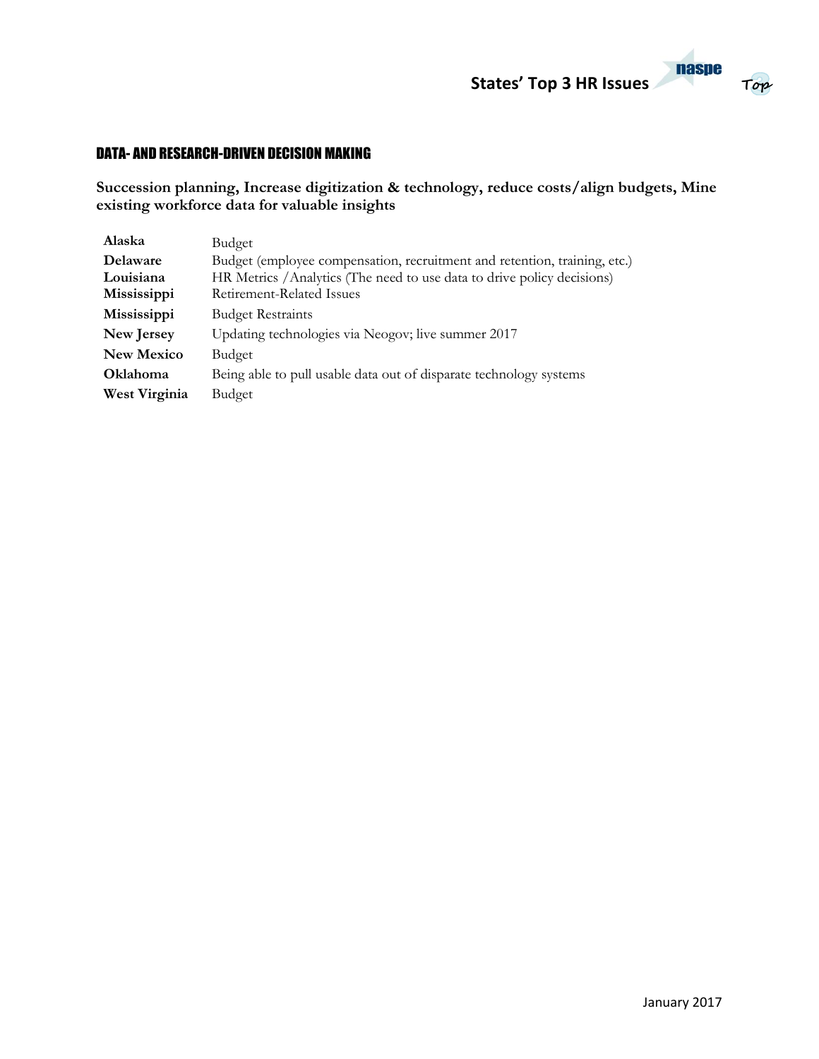## DATA- AND RESEARCH-DRIVEN DECISION MAKING

**Succession planning, Increase digitization & technology, reduce costs/align budgets, Mine existing workforce data for valuable insights**

| | |
|---|---|
| **Alaska** | Budget |
| **Delaware** | Budget (employee compensation, recruitment and retention, training, etc.) |
| **Louisiana** | HR Metrics /Analytics (The need to use data to drive policy decisions) |
| **Mississippi** | Retirement-Related Issues |
| **Mississippi** | Budget Restraints |
| **New Jersey** | Updating technologies via Neogov; live summer 2017 |
| **New Mexico** | Budget |
| **Oklahoma** | Being able to pull usable data out of disparate technology systems |
| **West Virginia** | Budget |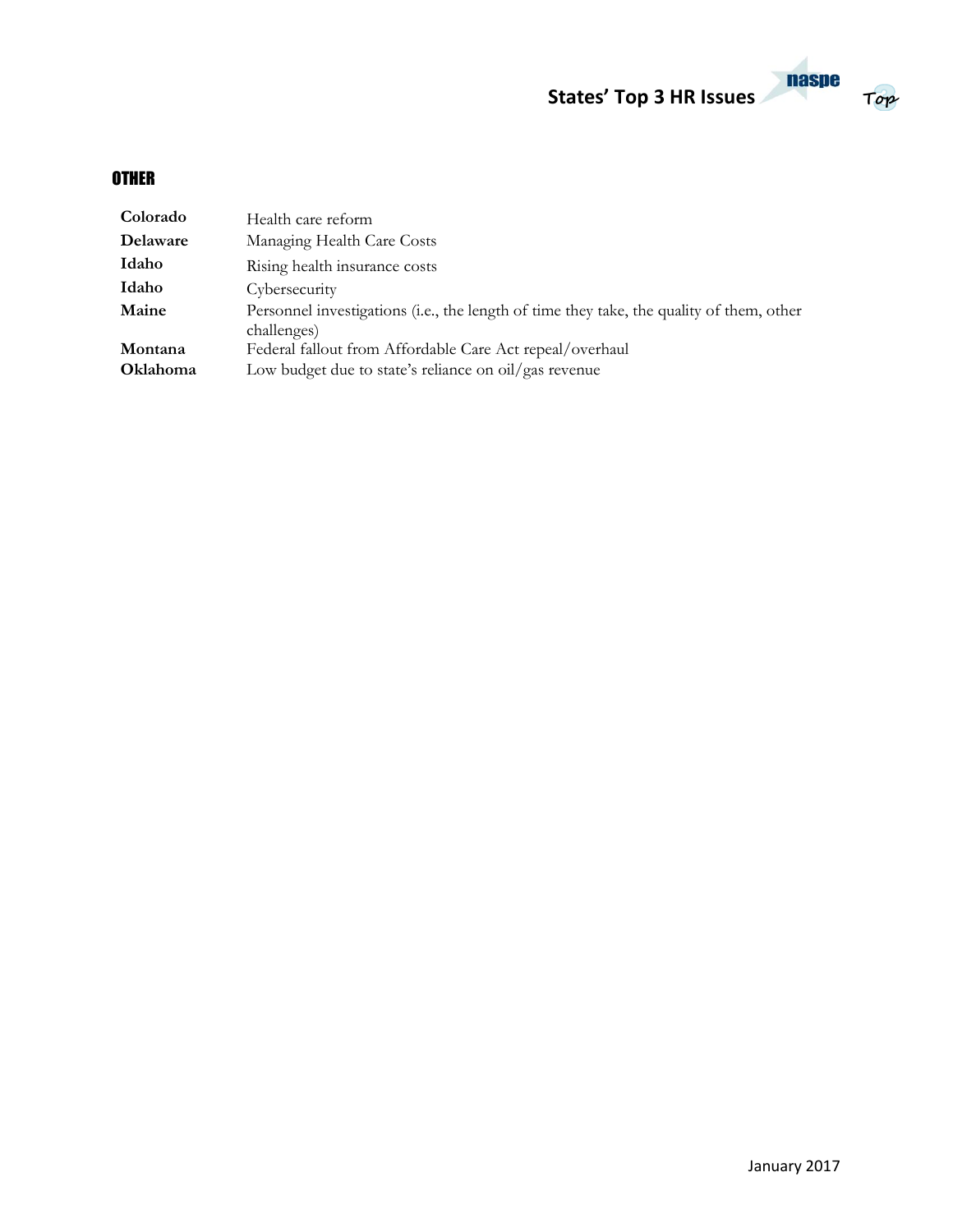## OTHER

| | |
|---|---|
| **Colorado** | Health care reform |
| **Delaware** | Managing Health Care Costs |
| **Idaho** | Rising health insurance costs |
| **Idaho** | Cybersecurity |
| **Maine** | Personnel investigations (i.e., the length of time they take, the quality of them, other challenges) |
| **Montana** | Federal fallout from Affordable Care Act repeal/overhaul |
| **Oklahoma** | Low budget due to state's reliance on oil/gas revenue |